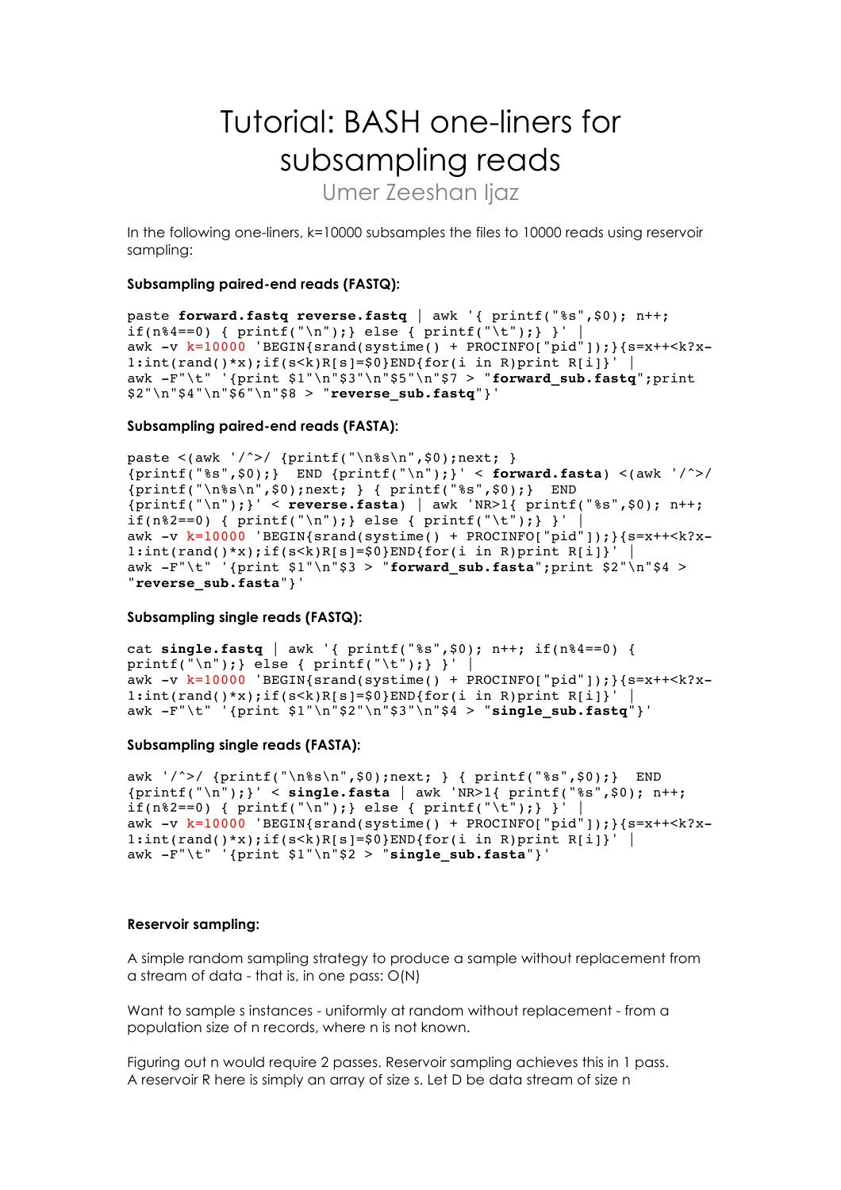# Tutorial: BASH one-liners for subsampling reads

Umer Zeeshan Ijaz

In the following one-liners, k=10000 subsamples the files to 10000 reads using reservoir sampling:

**Subsampling paired-end reads (FASTQ):**

```
paste forward.fastq reverse.fastq | awk '{ printf("%s",$0); n++;
if(n%4==0) { printf("\n");} else { printf("\t");} }' |
awk -v k=10000 'BEGIN{srand(systime() + PROCINFO["pid"]);}{s=x++<k?x-
1:int(rand()*x);if(s<k)R[s]=$0}END{for(i in R)print R[i]}' |
awk -F"\t" '{print $1"\n"$3"\n"$5"\n"$7 > "forward_sub.fastq";print
$2"\n"$4"\n"$6"\n"$8 > "reverse_sub.fastq"}'
```

**Subsampling paired-end reads (FASTA):**

```
paste <(awk '/^>/ {printf("\n%s\n",$0);next; }
{printf("%s",$0);}  END {printf("\n");}' < forward.fasta) <(awk '/^>/
{printf("\n%s\n",$0);next; } { printf("%s",$0);}  END
{printf("\n");}' < reverse.fasta) | awk 'NR>1{ printf("%s",$0); n++;
if(n%2==0) { printf("\n");} else { printf("\t");} }' |
awk -v k=10000 'BEGIN{srand(systime() + PROCINFO["pid"]);}{s=x++<k?x-
1:int(rand()*x);if(s<k)R[s]=$0}END{for(i in R)print R[i]}' |
awk -F"\t" '{print $1"\n"$3 > "forward_sub.fasta";print $2"\n"$4 >
"reverse_sub.fasta"}'
```

**Subsampling single reads (FASTQ):**

```
cat single.fastq | awk '{ printf("%s",$0); n++; if(n%4==0) {
printf("\n");} else { printf("\t");} }' |
awk -v k=10000 'BEGIN{srand(systime() + PROCINFO["pid"]);}{s=x++<k?x-
1:int(rand()*x);if(s<k)R[s]=$0}END{for(i in R)print R[i]}' |
awk -F"\t" '{print $1"\n"$2"\n"$3"\n"$4 > "single_sub.fastq"}'
```

**Subsampling single reads (FASTA):**

```
awk '/^>/ {printf("\n%s\n",$0);next; } { printf("%s",$0);}  END
{printf("\n");}' < single.fasta | awk 'NR>1{ printf("%s",$0); n++;
if(n%2==0) { printf("\n");} else { printf("\t");} }' |
awk -v k=10000 'BEGIN{srand(systime() + PROCINFO["pid"]);}{s=x++<k?x-
1:int(rand()*x);if(s<k)R[s]=$0}END{for(i in R)print R[i]}' |
awk -F"\t" '{print $1"\n"$2 > "single_sub.fasta"}'
```

**Reservoir sampling:**

A simple random sampling strategy to produce a sample without replacement from a stream of data - that is, in one pass: O(N)

Want to sample s instances - uniformly at random without replacement - from a population size of n records, where n is not known.

Figuring out n would require 2 passes. Reservoir sampling achieves this in 1 pass.
A reservoir R here is simply an array of size s. Let D be data stream of size n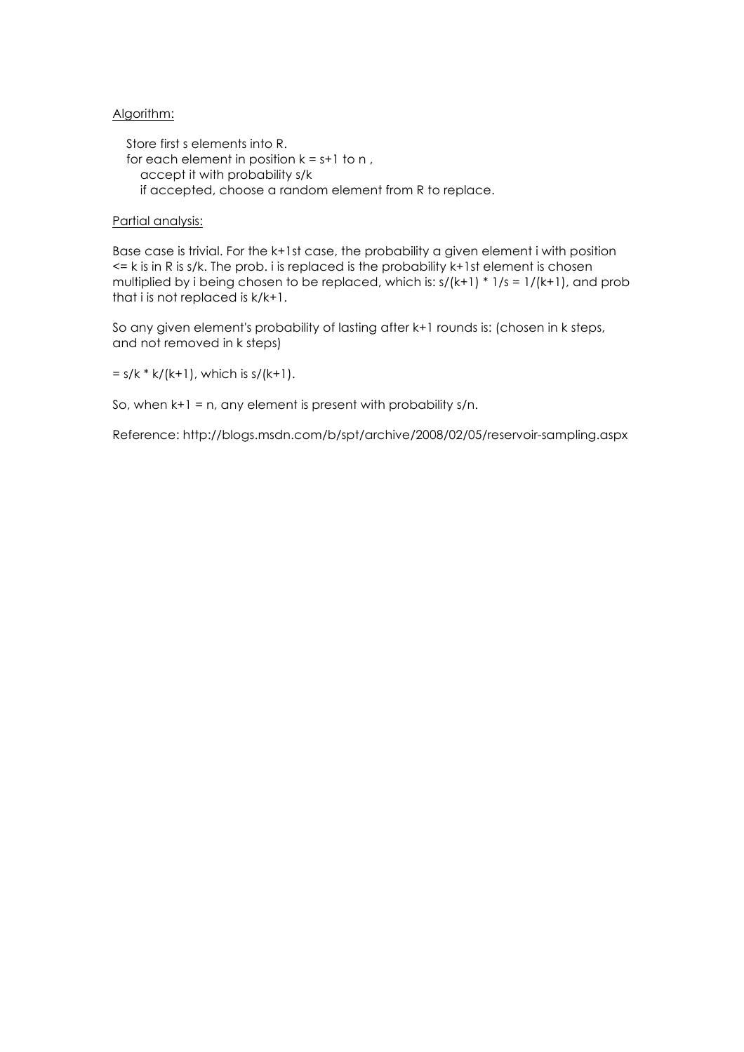Algorithm:

```
Store first s elements into R.
for each element in position k = s+1 to n ,
   accept it with probability s/k
   if accepted, choose a random element from R to replace.
```

Partial analysis:

Base case is trivial. For the $k+1$st case, the probability a given element $i$ with position $\leq k$ is in R is $s/k$. The prob. $i$ is replaced is the probability $k+1$st element is chosen multiplied by $i$ being chosen to be replaced, which is: $s/(k+1) * 1/s = 1/(k+1)$, and prob that $i$ is not replaced is $k/k+1$.

So any given element's probability of lasting after $k+1$ rounds is: (chosen in k steps, and not removed in k steps)

$= s/k * k/(k+1)$, which is $s/(k+1)$.

So, when $k+1 = n$, any element is present with probability $s/n$.

Reference: http://blogs.msdn.com/b/spt/archive/2008/02/05/reservoir-sampling.aspx